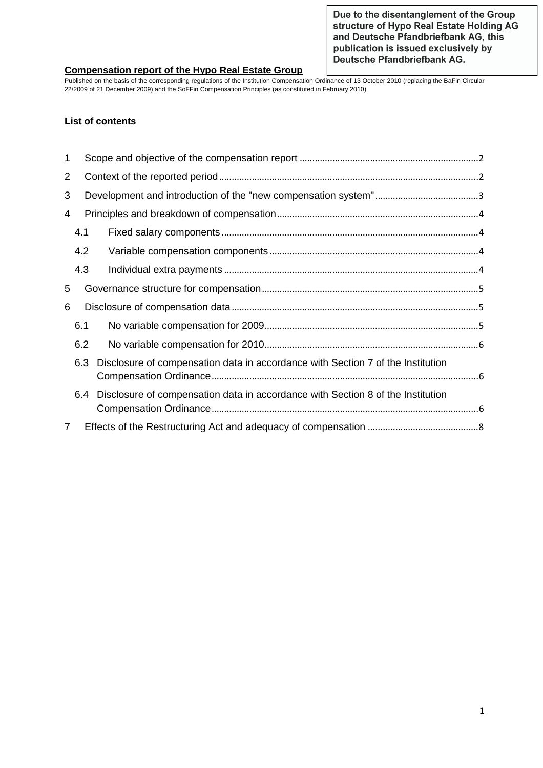**Due to the disentanglement of the Group structure of Hypo Real Estate Holding AG and Deutsche Pfandbriefbank AG, this publication is issued exclusively by Deutsche Pfandbriefbank AG.**

# Compensation report of the Hypo Real Estate Group

Published on the basis of the corresponding regulations of the Institution Compensation Ordinance of 13 October 2010 (replacing the BaFin Circular 22/2009 of 21 December 2009) and the SoFFin Compensation Principles (as constituted in February 2010)

## List of contents

1 Scope and objective of the compensation report ..... 2

2 Context of the reported period ..... 2

3 Development and introduction of the "new compensation system" ..... 3

4 Principles and breakdown of compensation ..... 4

4.1 Fixed salary components ..... 4

4.2 Variable compensation components ..... 4

4.3 Individual extra payments ..... 4

5 Governance structure for compensation ..... 5

6 Disclosure of compensation data ..... 5

6.1 No variable compensation for 2009 ..... 5

6.2 No variable compensation for 2010 ..... 6

6.3 Disclosure of compensation data in accordance with Section 7 of the Institution Compensation Ordinance ..... 6

6.4 Disclosure of compensation data in accordance with Section 8 of the Institution Compensation Ordinance ..... 6

7 Effects of the Restructuring Act and adequacy of compensation ..... 8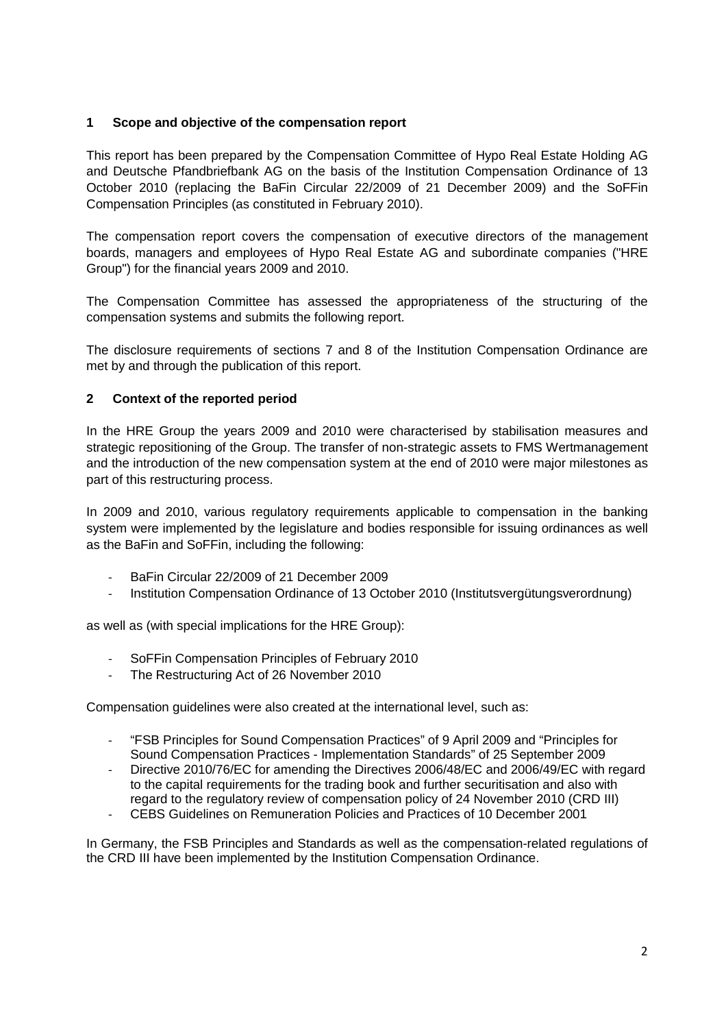## 1 Scope and objective of the compensation report

This report has been prepared by the Compensation Committee of Hypo Real Estate Holding AG and Deutsche Pfandbriefbank AG on the basis of the Institution Compensation Ordinance of 13 October 2010 (replacing the BaFin Circular 22/2009 of 21 December 2009) and the SoFFin Compensation Principles (as constituted in February 2010).

The compensation report covers the compensation of executive directors of the management boards, managers and employees of Hypo Real Estate AG and subordinate companies ("HRE Group") for the financial years 2009 and 2010.

The Compensation Committee has assessed the appropriateness of the structuring of the compensation systems and submits the following report.

The disclosure requirements of sections 7 and 8 of the Institution Compensation Ordinance are met by and through the publication of this report.

## 2 Context of the reported period

In the HRE Group the years 2009 and 2010 were characterised by stabilisation measures and strategic repositioning of the Group. The transfer of non-strategic assets to FMS Wertmanagement and the introduction of the new compensation system at the end of 2010 were major milestones as part of this restructuring process.

In 2009 and 2010, various regulatory requirements applicable to compensation in the banking system were implemented by the legislature and bodies responsible for issuing ordinances as well as the BaFin and SoFFin, including the following:

- BaFin Circular 22/2009 of 21 December 2009
- Institution Compensation Ordinance of 13 October 2010 (Institutsvergütungsverordnung)

as well as (with special implications for the HRE Group):

- SoFFin Compensation Principles of February 2010
- The Restructuring Act of 26 November 2010

Compensation guidelines were also created at the international level, such as:

- "FSB Principles for Sound Compensation Practices" of 9 April 2009 and "Principles for Sound Compensation Practices - Implementation Standards" of 25 September 2009
- Directive 2010/76/EC for amending the Directives 2006/48/EC and 2006/49/EC with regard to the capital requirements for the trading book and further securitisation and also with regard to the regulatory review of compensation policy of 24 November 2010 (CRD III)
- CEBS Guidelines on Remuneration Policies and Practices of 10 December 2001

In Germany, the FSB Principles and Standards as well as the compensation-related regulations of the CRD III have been implemented by the Institution Compensation Ordinance.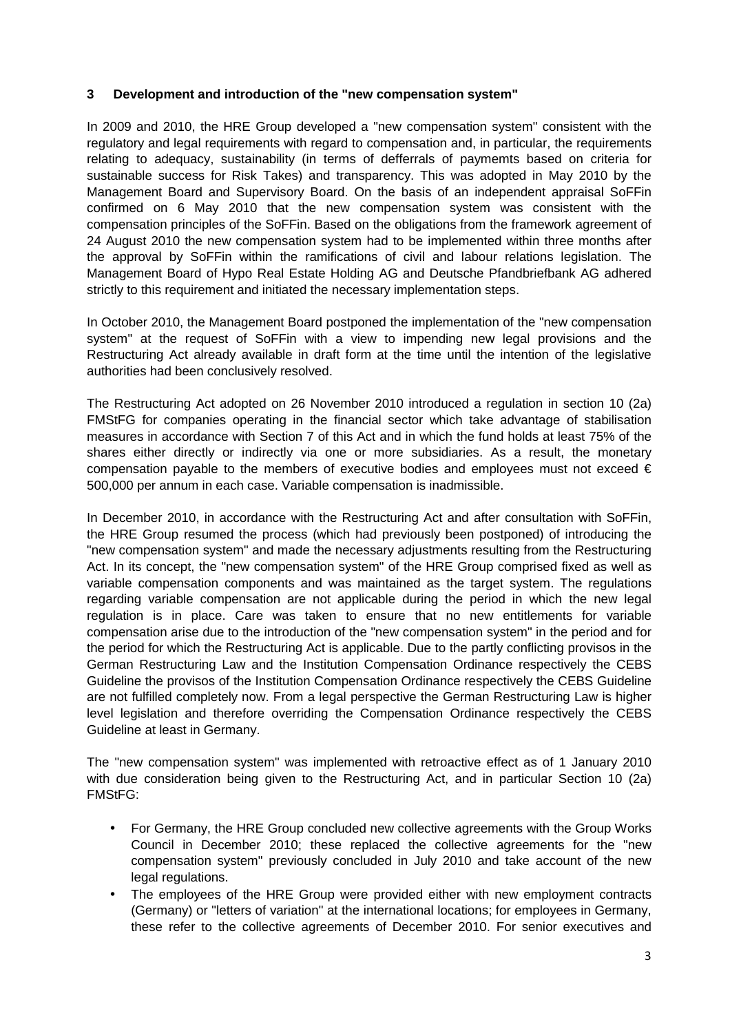## 3 Development and introduction of the "new compensation system"

In 2009 and 2010, the HRE Group developed a "new compensation system" consistent with the regulatory and legal requirements with regard to compensation and, in particular, the requirements relating to adequacy, sustainability (in terms of defferrals of paymemts based on criteria for sustainable success for Risk Takes) and transparency. This was adopted in May 2010 by the Management Board and Supervisory Board. On the basis of an independent appraisal SoFFin confirmed on 6 May 2010 that the new compensation system was consistent with the compensation principles of the SoFFin. Based on the obligations from the framework agreement of 24 August 2010 the new compensation system had to be implemented within three months after the approval by SoFFin within the ramifications of civil and labour relations legislation. The Management Board of Hypo Real Estate Holding AG and Deutsche Pfandbriefbank AG adhered strictly to this requirement and initiated the necessary implementation steps.

In October 2010, the Management Board postponed the implementation of the "new compensation system" at the request of SoFFin with a view to impending new legal provisions and the Restructuring Act already available in draft form at the time until the intention of the legislative authorities had been conclusively resolved.

The Restructuring Act adopted on 26 November 2010 introduced a regulation in section 10 (2a) FMStFG for companies operating in the financial sector which take advantage of stabilisation measures in accordance with Section 7 of this Act and in which the fund holds at least 75% of the shares either directly or indirectly via one or more subsidiaries. As a result, the monetary compensation payable to the members of executive bodies and employees must not exceed € 500,000 per annum in each case. Variable compensation is inadmissible.

In December 2010, in accordance with the Restructuring Act and after consultation with SoFFin, the HRE Group resumed the process (which had previously been postponed) of introducing the "new compensation system" and made the necessary adjustments resulting from the Restructuring Act. In its concept, the "new compensation system" of the HRE Group comprised fixed as well as variable compensation components and was maintained as the target system. The regulations regarding variable compensation are not applicable during the period in which the new legal regulation is in place. Care was taken to ensure that no new entitlements for variable compensation arise due to the introduction of the "new compensation system" in the period and for the period for which the Restructuring Act is applicable. Due to the partly conflicting provisos in the German Restructuring Law and the Institution Compensation Ordinance respectively the CEBS Guideline the provisos of the Institution Compensation Ordinance respectively the CEBS Guideline are not fulfilled completely now. From a legal perspective the German Restructuring Law is higher level legislation and therefore overriding the Compensation Ordinance respectively the CEBS Guideline at least in Germany.

The "new compensation system" was implemented with retroactive effect as of 1 January 2010 with due consideration being given to the Restructuring Act, and in particular Section 10 (2a) FMStFG:

- For Germany, the HRE Group concluded new collective agreements with the Group Works Council in December 2010; these replaced the collective agreements for the "new compensation system" previously concluded in July 2010 and take account of the new legal regulations.
- The employees of the HRE Group were provided either with new employment contracts (Germany) or "letters of variation" at the international locations; for employees in Germany, these refer to the collective agreements of December 2010. For senior executives and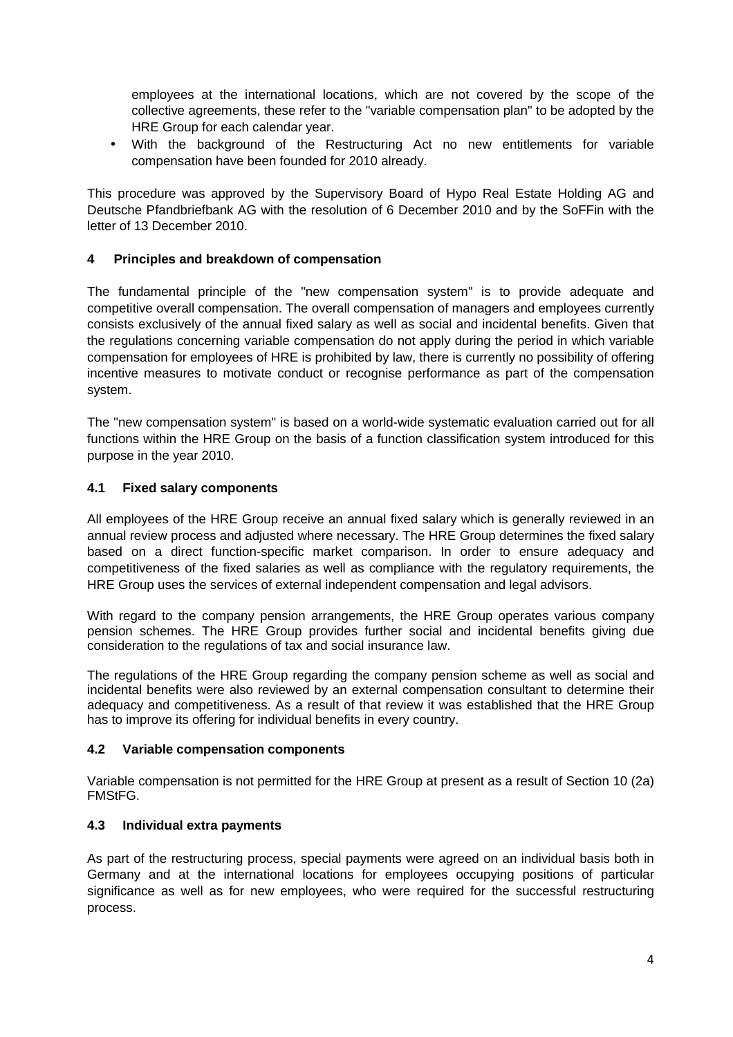employees at the international locations, which are not covered by the scope of the collective agreements, these refer to the "variable compensation plan" to be adopted by the HRE Group for each calendar year.

- With the background of the Restructuring Act no new entitlements for variable compensation have been founded for 2010 already.

This procedure was approved by the Supervisory Board of Hypo Real Estate Holding AG and Deutsche Pfandbriefbank AG with the resolution of 6 December 2010 and by the SoFFin with the letter of 13 December 2010.

## 4 Principles and breakdown of compensation

The fundamental principle of the "new compensation system" is to provide adequate and competitive overall compensation. The overall compensation of managers and employees currently consists exclusively of the annual fixed salary as well as social and incidental benefits. Given that the regulations concerning variable compensation do not apply during the period in which variable compensation for employees of HRE is prohibited by law, there is currently no possibility of offering incentive measures to motivate conduct or recognise performance as part of the compensation system.

The "new compensation system" is based on a world-wide systematic evaluation carried out for all functions within the HRE Group on the basis of a function classification system introduced for this purpose in the year 2010.

### 4.1 Fixed salary components

All employees of the HRE Group receive an annual fixed salary which is generally reviewed in an annual review process and adjusted where necessary. The HRE Group determines the fixed salary based on a direct function-specific market comparison. In order to ensure adequacy and competitiveness of the fixed salaries as well as compliance with the regulatory requirements, the HRE Group uses the services of external independent compensation and legal advisors.

With regard to the company pension arrangements, the HRE Group operates various company pension schemes. The HRE Group provides further social and incidental benefits giving due consideration to the regulations of tax and social insurance law.

The regulations of the HRE Group regarding the company pension scheme as well as social and incidental benefits were also reviewed by an external compensation consultant to determine their adequacy and competitiveness. As a result of that review it was established that the HRE Group has to improve its offering for individual benefits in every country.

### 4.2 Variable compensation components

Variable compensation is not permitted for the HRE Group at present as a result of Section 10 (2a) FMStFG.

### 4.3 Individual extra payments

As part of the restructuring process, special payments were agreed on an individual basis both in Germany and at the international locations for employees occupying positions of particular significance as well as for new employees, who were required for the successful restructuring process.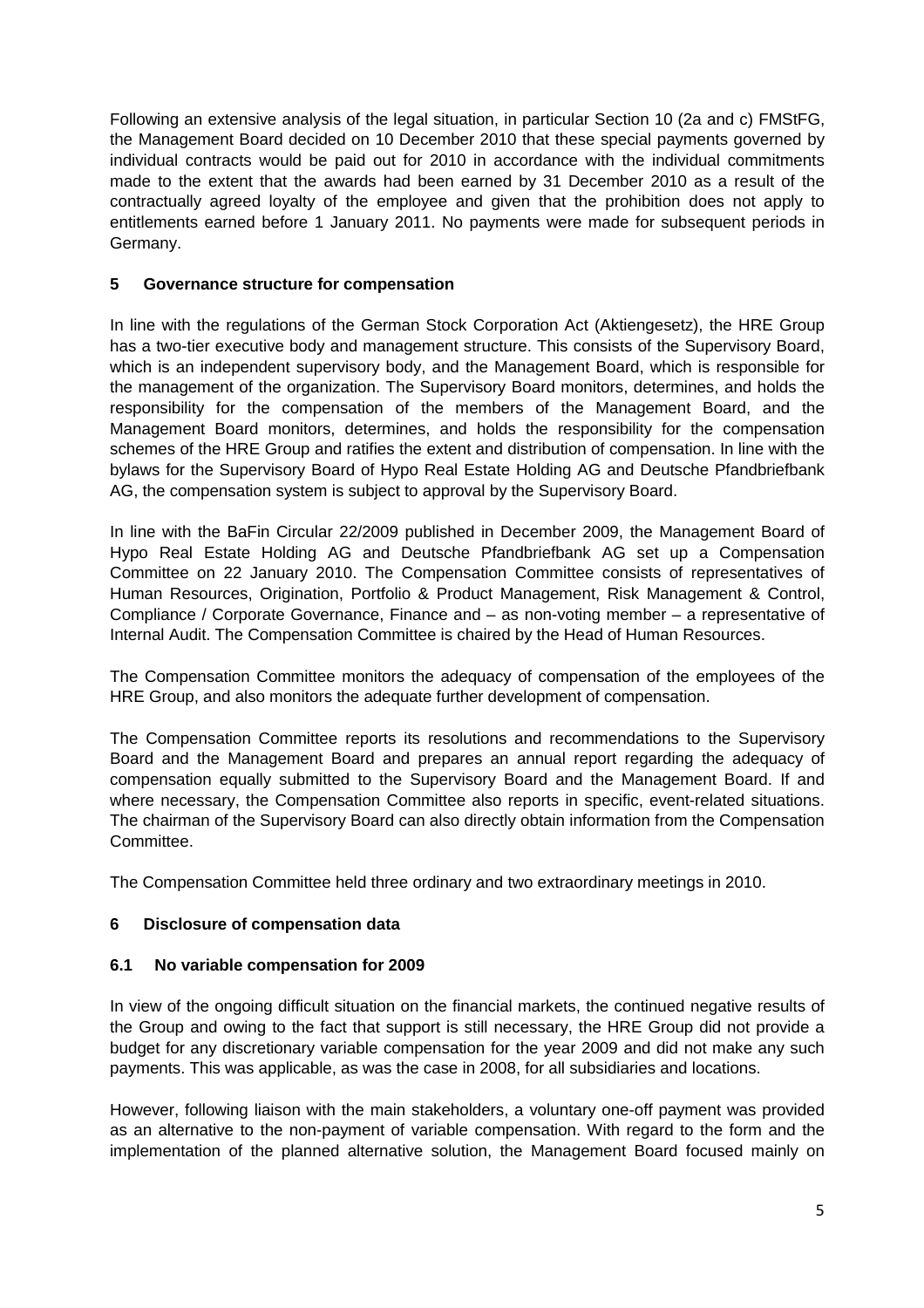Following an extensive analysis of the legal situation, in particular Section 10 (2a and c) FMStFG, the Management Board decided on 10 December 2010 that these special payments governed by individual contracts would be paid out for 2010 in accordance with the individual commitments made to the extent that the awards had been earned by 31 December 2010 as a result of the contractually agreed loyalty of the employee and given that the prohibition does not apply to entitlements earned before 1 January 2011. No payments were made for subsequent periods in Germany.

## 5 Governance structure for compensation

In line with the regulations of the German Stock Corporation Act (Aktiengesetz), the HRE Group has a two-tier executive body and management structure. This consists of the Supervisory Board, which is an independent supervisory body, and the Management Board, which is responsible for the management of the organization. The Supervisory Board monitors, determines, and holds the responsibility for the compensation of the members of the Management Board, and the Management Board monitors, determines, and holds the responsibility for the compensation schemes of the HRE Group and ratifies the extent and distribution of compensation. In line with the bylaws for the Supervisory Board of Hypo Real Estate Holding AG and Deutsche Pfandbriefbank AG, the compensation system is subject to approval by the Supervisory Board.

In line with the BaFin Circular 22/2009 published in December 2009, the Management Board of Hypo Real Estate Holding AG and Deutsche Pfandbriefbank AG set up a Compensation Committee on 22 January 2010. The Compensation Committee consists of representatives of Human Resources, Origination, Portfolio & Product Management, Risk Management & Control, Compliance / Corporate Governance, Finance and – as non-voting member – a representative of Internal Audit. The Compensation Committee is chaired by the Head of Human Resources.

The Compensation Committee monitors the adequacy of compensation of the employees of the HRE Group, and also monitors the adequate further development of compensation.

The Compensation Committee reports its resolutions and recommendations to the Supervisory Board and the Management Board and prepares an annual report regarding the adequacy of compensation equally submitted to the Supervisory Board and the Management Board. If and where necessary, the Compensation Committee also reports in specific, event-related situations. The chairman of the Supervisory Board can also directly obtain information from the Compensation Committee.

The Compensation Committee held three ordinary and two extraordinary meetings in 2010.

## 6 Disclosure of compensation data

### 6.1 No variable compensation for 2009

In view of the ongoing difficult situation on the financial markets, the continued negative results of the Group and owing to the fact that support is still necessary, the HRE Group did not provide a budget for any discretionary variable compensation for the year 2009 and did not make any such payments. This was applicable, as was the case in 2008, for all subsidiaries and locations.

However, following liaison with the main stakeholders, a voluntary one-off payment was provided as an alternative to the non-payment of variable compensation. With regard to the form and the implementation of the planned alternative solution, the Management Board focused mainly on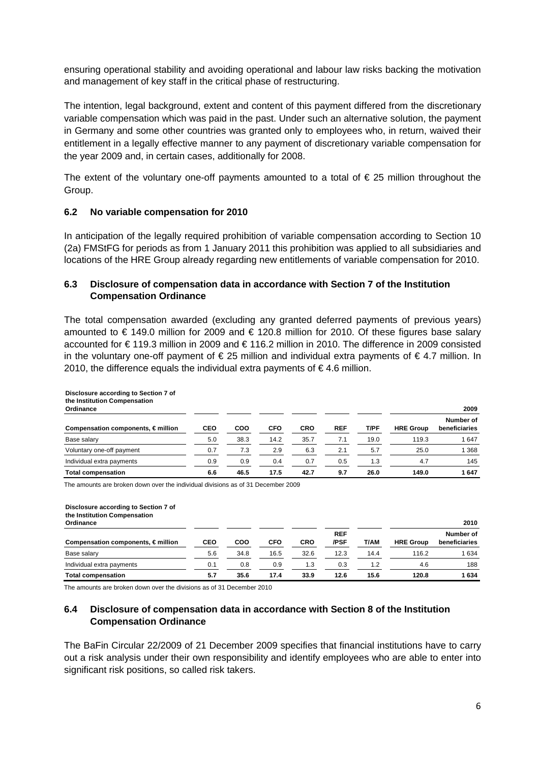ensuring operational stability and avoiding operational and labour law risks backing the motivation and management of key staff in the critical phase of restructuring.

The intention, legal background, extent and content of this payment differed from the discretionary variable compensation which was paid in the past. Under such an alternative solution, the payment in Germany and some other countries was granted only to employees who, in return, waived their entitlement in a legally effective manner to any payment of discretionary variable compensation for the year 2009 and, in certain cases, additionally for 2008.

The extent of the voluntary one-off payments amounted to a total of € 25 million throughout the Group.

### 6.2 No variable compensation for 2010

In anticipation of the legally required prohibition of variable compensation according to Section 10 (2a) FMStFG for periods as from 1 January 2011 this prohibition was applied to all subsidiaries and locations of the HRE Group already regarding new entitlements of variable compensation for 2010.

### 6.3 Disclosure of compensation data in accordance with Section 7 of the Institution Compensation Ordinance

The total compensation awarded (excluding any granted deferred payments of previous years) amounted to € 149.0 million for 2009 and € 120.8 million for 2010. Of these figures base salary accounted for € 119.3 million in 2009 and € 116.2 million in 2010. The difference in 2009 consisted in the voluntary one-off payment of € 25 million and individual extra payments of € 4.7 million. In 2010, the difference equals the individual extra payments of € 4.6 million.

**Disclosure according to Section 7 of the Institution Compensation Ordinance** — 2009

| Compensation components, € million | CEO | COO | CFO | CRO | REF | T/PF | HRE Group | Number of beneficiaries |
|---|---|---|---|---|---|---|---|---|
| Base salary | 5.0 | 38.3 | 14.2 | 35.7 | 7.1 | 19.0 | 119.3 | 1 647 |
| Voluntary one-off payment | 0.7 | 7.3 | 2.9 | 6.3 | 2.1 | 5.7 | 25.0 | 1 368 |
| Individual extra payments | 0.9 | 0.9 | 0.4 | 0.7 | 0.5 | 1.3 | 4.7 | 145 |
| **Total compensation** | **6.6** | **46.5** | **17.5** | **42.7** | **9.7** | **26.0** | **149.0** | **1 647** |

The amounts are broken down over the individual divisions as of 31 December 2009

**Disclosure according to Section 7 of the Institution Compensation Ordinance** — 2010

| Compensation components, € million | CEO | COO | CFO | CRO | REF /PSF | T/AM | HRE Group | Number of beneficiaries |
|---|---|---|---|---|---|---|---|---|
| Base salary | 5.6 | 34.8 | 16.5 | 32.6 | 12.3 | 14.4 | 116.2 | 1 634 |
| Individual extra payments | 0.1 | 0.8 | 0.9 | 1.3 | 0.3 | 1.2 | 4.6 | 188 |
| **Total compensation** | **5.7** | **35.6** | **17.4** | **33.9** | **12.6** | **15.6** | **120.8** | **1 634** |

The amounts are broken down over the divisions as of 31 December 2010

### 6.4 Disclosure of compensation data in accordance with Section 8 of the Institution Compensation Ordinance

The BaFin Circular 22/2009 of 21 December 2009 specifies that financial institutions have to carry out a risk analysis under their own responsibility and identify employees who are able to enter into significant risk positions, so called risk takers.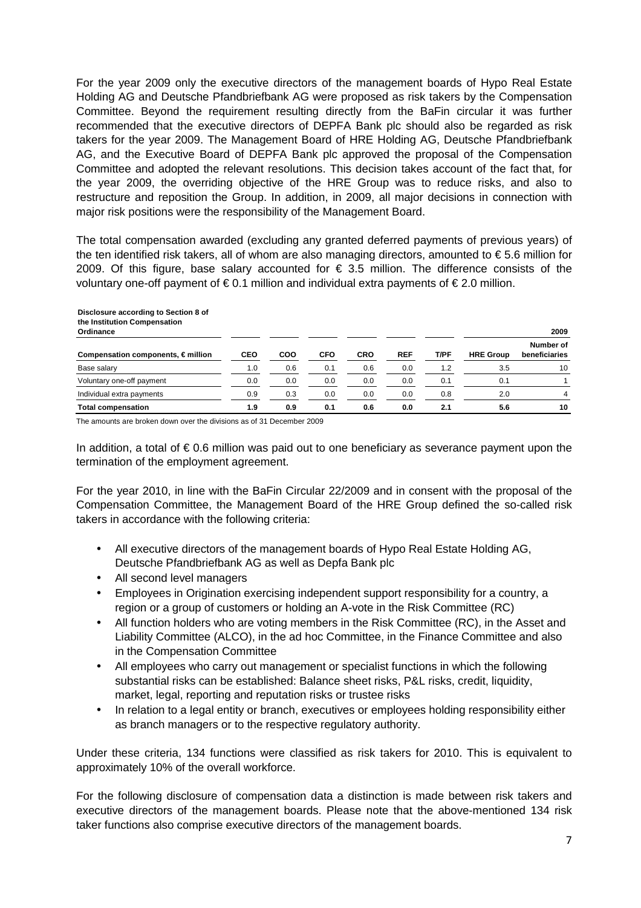For the year 2009 only the executive directors of the management boards of Hypo Real Estate Holding AG and Deutsche Pfandbriefbank AG were proposed as risk takers by the Compensation Committee. Beyond the requirement resulting directly from the BaFin circular it was further recommended that the executive directors of DEPFA Bank plc should also be regarded as risk takers for the year 2009. The Management Board of HRE Holding AG, Deutsche Pfandbriefbank AG, and the Executive Board of DEPFA Bank plc approved the proposal of the Compensation Committee and adopted the relevant resolutions. This decision takes account of the fact that, for the year 2009, the overriding objective of the HRE Group was to reduce risks, and also to restructure and reposition the Group. In addition, in 2009, all major decisions in connection with major risk positions were the responsibility of the Management Board.

The total compensation awarded (excluding any granted deferred payments of previous years) of the ten identified risk takers, all of whom are also managing directors, amounted to € 5.6 million for 2009. Of this figure, base salary accounted for € 3.5 million. The difference consists of the voluntary one-off payment of € 0.1 million and individual extra payments of € 2.0 million.

**Disclosure according to Section 8 of the Institution Compensation Ordinance**

| Compensation components, € million | CEO | COO | CFO | CRO | REF | T/PF | HRE Group | 2009 Number of beneficiaries |
|---|---|---|---|---|---|---|---|---|
| Base salary | 1.0 | 0.6 | 0.1 | 0.6 | 0.0 | 1.2 | 3.5 | 10 |
| Voluntary one-off payment | 0.0 | 0.0 | 0.0 | 0.0 | 0.0 | 0.1 | 0.1 | 1 |
| Individual extra payments | 0.9 | 0.3 | 0.0 | 0.0 | 0.0 | 0.8 | 2.0 | 4 |
| **Total compensation** | **1.9** | **0.9** | **0.1** | **0.6** | **0.0** | **2.1** | **5.6** | **10** |

The amounts are broken down over the divisions as of 31 December 2009

In addition, a total of € 0.6 million was paid out to one beneficiary as severance payment upon the termination of the employment agreement.

For the year 2010, in line with the BaFin Circular 22/2009 and in consent with the proposal of the Compensation Committee, the Management Board of the HRE Group defined the so-called risk takers in accordance with the following criteria:

- All executive directors of the management boards of Hypo Real Estate Holding AG, Deutsche Pfandbriefbank AG as well as Depfa Bank plc
- All second level managers
- Employees in Origination exercising independent support responsibility for a country, a region or a group of customers or holding an A-vote in the Risk Committee (RC)
- All function holders who are voting members in the Risk Committee (RC), in the Asset and Liability Committee (ALCO), in the ad hoc Committee, in the Finance Committee and also in the Compensation Committee
- All employees who carry out management or specialist functions in which the following substantial risks can be established: Balance sheet risks, P&L risks, credit, liquidity, market, legal, reporting and reputation risks or trustee risks
- In relation to a legal entity or branch, executives or employees holding responsibility either as branch managers or to the respective regulatory authority.

Under these criteria, 134 functions were classified as risk takers for 2010. This is equivalent to approximately 10% of the overall workforce.

For the following disclosure of compensation data a distinction is made between risk takers and executive directors of the management boards. Please note that the above-mentioned 134 risk taker functions also comprise executive directors of the management boards.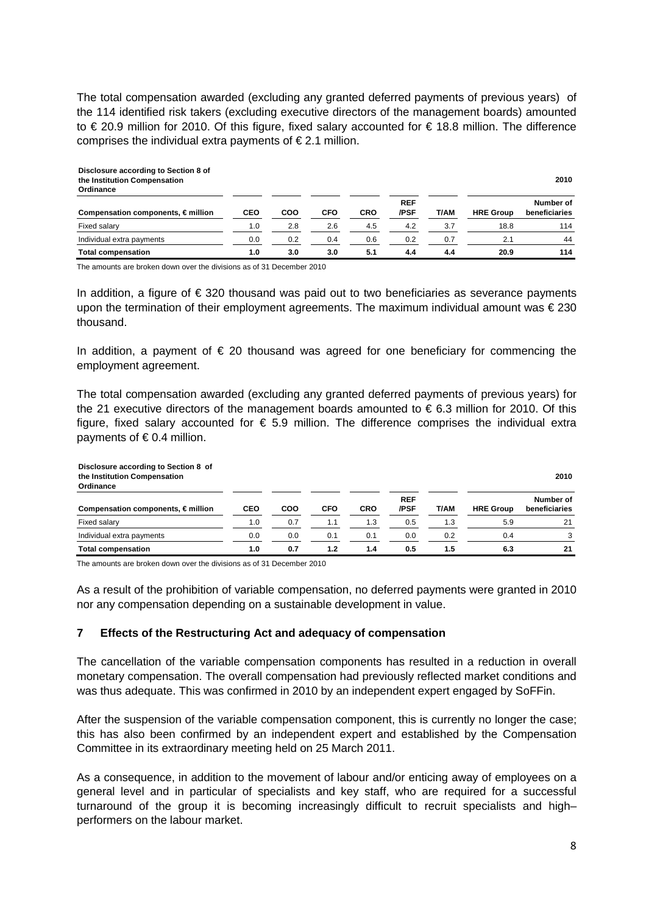The total compensation awarded (excluding any granted deferred payments of previous years) of the 114 identified risk takers (excluding executive directors of the management boards) amounted to € 20.9 million for 2010. Of this figure, fixed salary accounted for € 18.8 million. The difference comprises the individual extra payments of € 2.1 million.

| **Disclosure according to Section 8 of the Institution Compensation Ordinance** | | | | | | | | **2010** |
|---|---|---|---|---|---|---|---|---|
| **Compensation components, € million** | **CEO** | **COO** | **CFO** | **CRO** | **REF /PSF** | **T/AM** | **HRE Group** | **Number of beneficiaries** |
| Fixed salary | 1.0 | 2.8 | 2.6 | 4.5 | 4.2 | 3.7 | 18.8 | 114 |
| Individual extra payments | 0.0 | 0.2 | 0.4 | 0.6 | 0.2 | 0.7 | 2.1 | 44 |
| **Total compensation** | **1.0** | **3.0** | **3.0** | **5.1** | **4.4** | **4.4** | **20.9** | **114** |

The amounts are broken down over the divisions as of 31 December 2010

In addition, a figure of € 320 thousand was paid out to two beneficiaries as severance payments upon the termination of their employment agreements. The maximum individual amount was € 230 thousand.

In addition, a payment of € 20 thousand was agreed for one beneficiary for commencing the employment agreement.

The total compensation awarded (excluding any granted deferred payments of previous years) for the 21 executive directors of the management boards amounted to € 6.3 million for 2010. Of this figure, fixed salary accounted for € 5.9 million. The difference comprises the individual extra payments of € 0.4 million.

| **Disclosure according to Section 8 of the Institution Compensation Ordinance** | | | | | | | | **2010** |
|---|---|---|---|---|---|---|---|---|
| **Compensation components, € million** | **CEO** | **COO** | **CFO** | **CRO** | **REF /PSF** | **T/AM** | **HRE Group** | **Number of beneficiaries** |
| Fixed salary | 1.0 | 0.7 | 1.1 | 1.3 | 0.5 | 1.3 | 5.9 | 21 |
| Individual extra payments | 0.0 | 0.0 | 0.1 | 0.1 | 0.0 | 0.2 | 0.4 | 3 |
| **Total compensation** | **1.0** | **0.7** | **1.2** | **1.4** | **0.5** | **1.5** | **6.3** | **21** |

The amounts are broken down over the divisions as of 31 December 2010

As a result of the prohibition of variable compensation, no deferred payments were granted in 2010 nor any compensation depending on a sustainable development in value.

## 7 Effects of the Restructuring Act and adequacy of compensation

The cancellation of the variable compensation components has resulted in a reduction in overall monetary compensation. The overall compensation had previously reflected market conditions and was thus adequate. This was confirmed in 2010 by an independent expert engaged by SoFFin.

After the suspension of the variable compensation component, this is currently no longer the case; this has also been confirmed by an independent expert and established by the Compensation Committee in its extraordinary meeting held on 25 March 2011.

As a consequence, in addition to the movement of labour and/or enticing away of employees on a general level and in particular of specialists and key staff, who are required for a successful turnaround of the group it is becoming increasingly difficult to recruit specialists and high–performers on the labour market.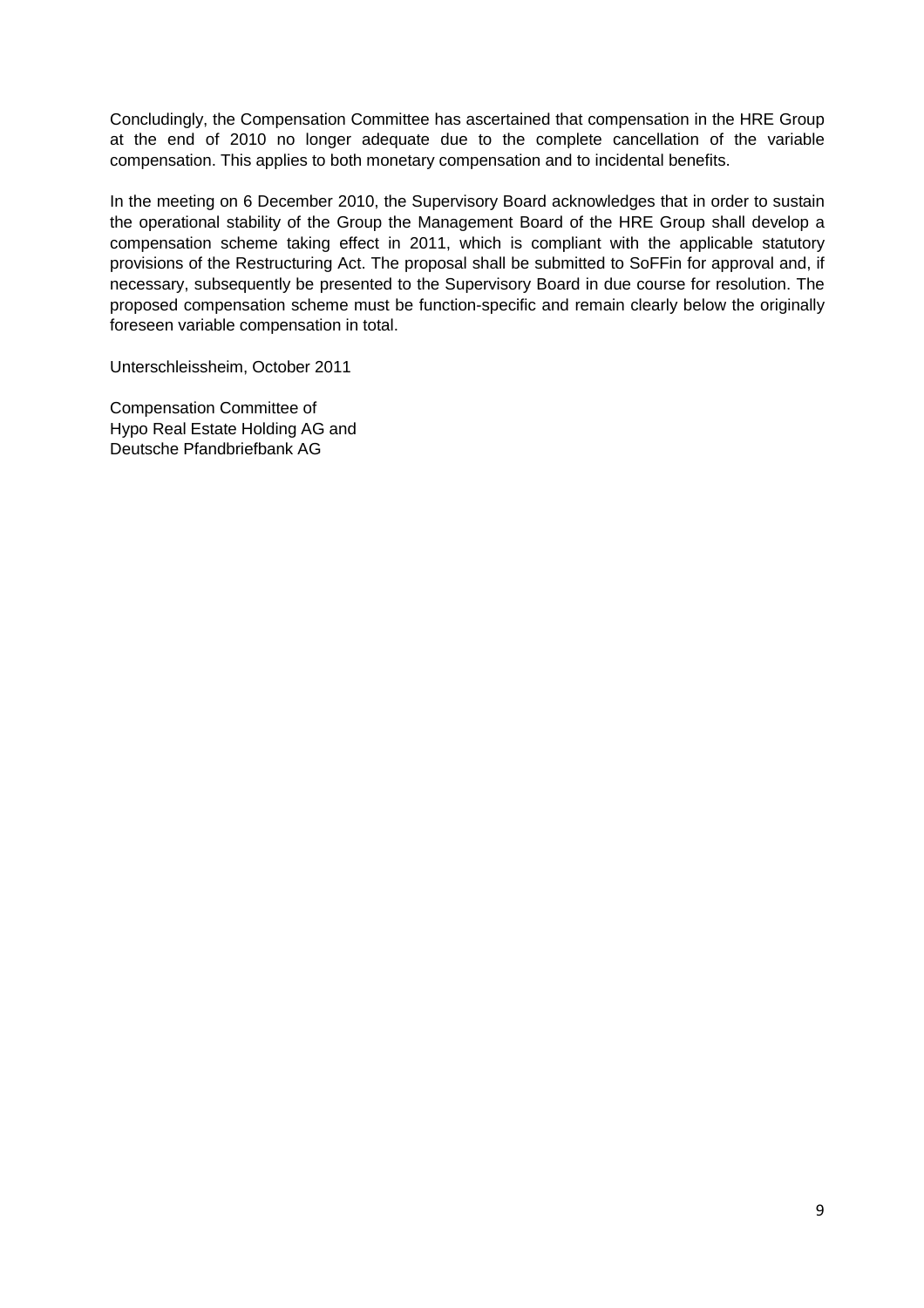Concludingly, the Compensation Committee has ascertained that compensation in the HRE Group at the end of 2010 no longer adequate due to the complete cancellation of the variable compensation. This applies to both monetary compensation and to incidental benefits.

In the meeting on 6 December 2010, the Supervisory Board acknowledges that in order to sustain the operational stability of the Group the Management Board of the HRE Group shall develop a compensation scheme taking effect in 2011, which is compliant with the applicable statutory provisions of the Restructuring Act. The proposal shall be submitted to SoFFin for approval and, if necessary, subsequently be presented to the Supervisory Board in due course for resolution. The proposed compensation scheme must be function-specific and remain clearly below the originally foreseen variable compensation in total.

Unterschleissheim, October 2011

Compensation Committee of
Hypo Real Estate Holding AG and
Deutsche Pfandbriefbank AG